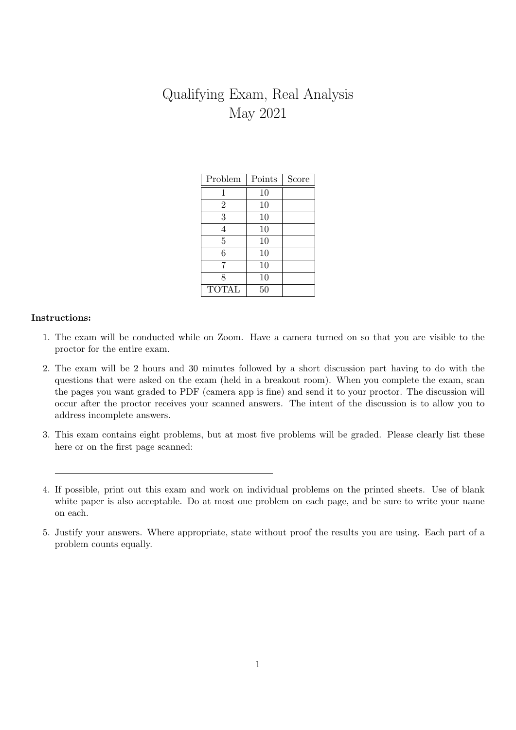# Qualifying Exam, Real Analysis
## May 2021

| Problem | Points | Score |
|---|---|---|
| 1 | 10 | |
| 2 | 10 | |
| 3 | 10 | |
| 4 | 10 | |
| 5 | 10 | |
| 6 | 10 | |
| 7 | 10 | |
| 8 | 10 | |
| TOTAL | 50 | |

**Instructions:**

1. The exam will be conducted while on Zoom. Have a camera turned on so that you are visible to the proctor for the entire exam.

2. The exam will be 2 hours and 30 minutes followed by a short discussion part having to do with the questions that were asked on the exam (held in a breakout room). When you complete the exam, scan the pages you want graded to PDF (camera app is fine) and send it to your proctor. The discussion will occur after the proctor receives your scanned answers. The intent of the discussion is to allow you to address incomplete answers.

3. This exam contains eight problems, but at most five problems will be graded. Please clearly list these here or on the first page scanned:

   ______________________________________________

4. If possible, print out this exam and work on individual problems on the printed sheets. Use of blank white paper is also acceptable. Do at most one problem on each page, and be sure to write your name on each.

5. Justify your answers. Where appropriate, state without proof the results you are using. Each part of a problem counts equally.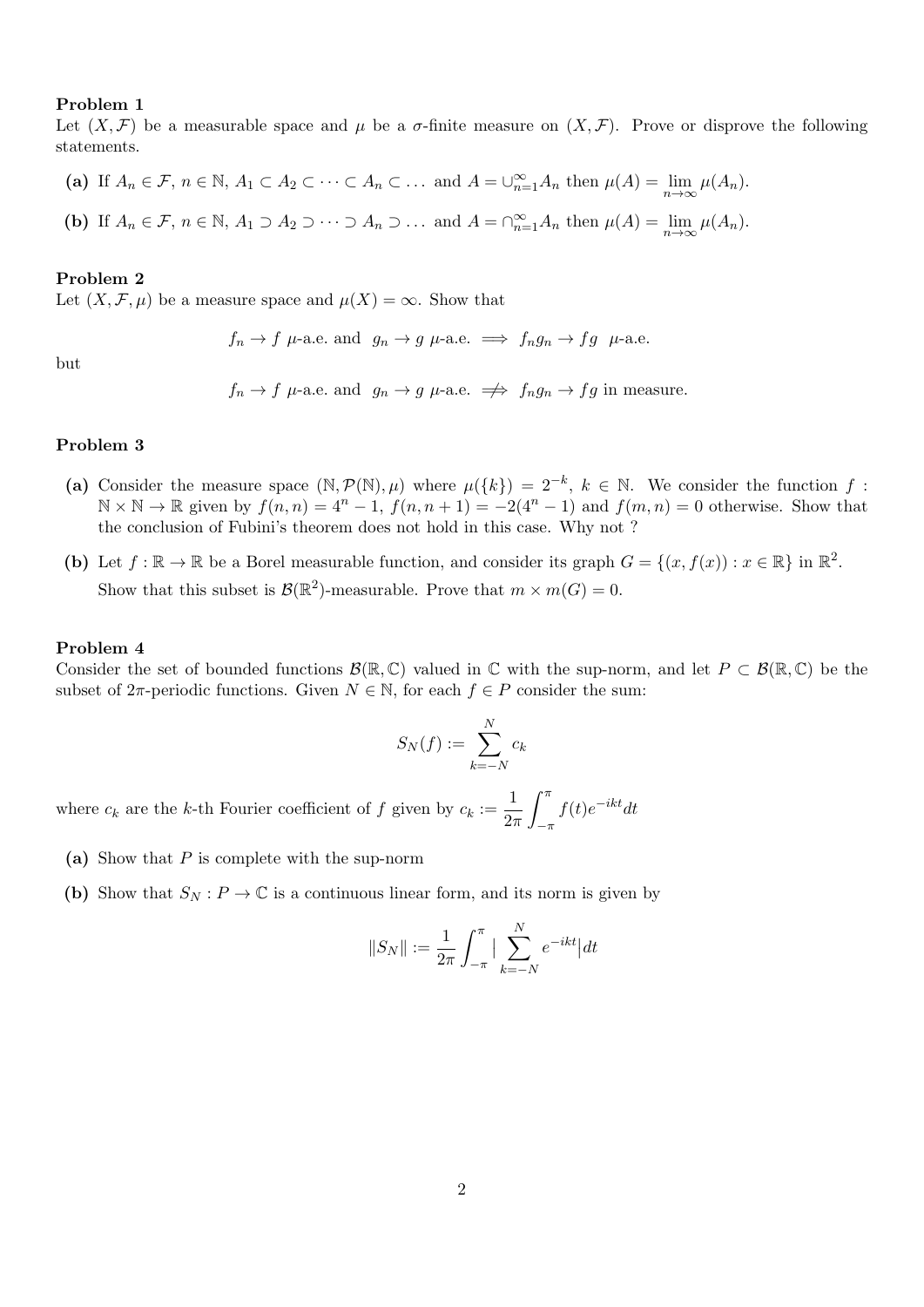**Problem 1**
Let $(X, \mathcal{F})$ be a measurable space and $\mu$ be a $\sigma$-finite measure on $(X, \mathcal{F})$. Prove or disprove the following statements.

**(a)** If $A_n \in \mathcal{F}$, $n \in \mathbb{N}$, $A_1 \subset A_2 \subset \cdots \subset A_n \subset \ldots$ and $A = \cup_{n=1}^{\infty} A_n$ then $\mu(A) = \lim_{n\to\infty} \mu(A_n)$.

**(b)** If $A_n \in \mathcal{F}$, $n \in \mathbb{N}$, $A_1 \supset A_2 \supset \cdots \supset A_n \supset \ldots$ and $A = \cap_{n=1}^{\infty} A_n$ then $\mu(A) = \lim_{n\to\infty} \mu(A_n)$.

**Problem 2**
Let $(X, \mathcal{F}, \mu)$ be a measure space and $\mu(X) = \infty$. Show that

$$f_n \to f \text{ } \mu\text{-a.e. and } g_n \to g \text{ } \mu\text{-a.e.} \implies f_n g_n \to fg \text{ } \mu\text{-a.e.}$$

but

$$f_n \to f \text{ } \mu\text{-a.e. and } g_n \to g \text{ } \mu\text{-a.e.} \not\Rightarrow f_n g_n \to fg \text{ in measure.}$$

**Problem 3**

**(a)** Consider the measure space $(\mathbb{N}, \mathcal{P}(\mathbb{N}), \mu)$ where $\mu(\{k\}) = 2^{-k}$, $k \in \mathbb{N}$. We consider the function $f : \mathbb{N} \times \mathbb{N} \to \mathbb{R}$ given by $f(n,n) = 4^n - 1$, $f(n, n+1) = -2(4^n - 1)$ and $f(m,n) = 0$ otherwise. Show that the conclusion of Fubini's theorem does not hold in this case. Why not ?

**(b)** Let $f : \mathbb{R} \to \mathbb{R}$ be a Borel measurable function, and consider its graph $G = \{(x, f(x)) : x \in \mathbb{R}\}$ in $\mathbb{R}^2$. Show that this subset is $\mathcal{B}(\mathbb{R}^2)$-measurable. Prove that $m \times m(G) = 0$.

**Problem 4**
Consider the set of bounded functions $\mathcal{B}(\mathbb{R}, \mathbb{C})$ valued in $\mathbb{C}$ with the sup-norm, and let $P \subset \mathcal{B}(\mathbb{R}, \mathbb{C})$ be the subset of $2\pi$-periodic functions. Given $N \in \mathbb{N}$, for each $f \in P$ consider the sum:

$$S_N(f) := \sum_{k=-N}^{N} c_k$$

where $c_k$ are the $k$-th Fourier coefficient of $f$ given by $c_k := \frac{1}{2\pi} \int_{-\pi}^{\pi} f(t) e^{-ikt} dt$

**(a)** Show that $P$ is complete with the sup-norm

**(b)** Show that $S_N : P \to \mathbb{C}$ is a continuous linear form, and its norm is given by

$$\|S_N\| := \frac{1}{2\pi} \int_{-\pi}^{\pi} \Big| \sum_{k=-N}^{N} e^{-ikt} \Big| dt$$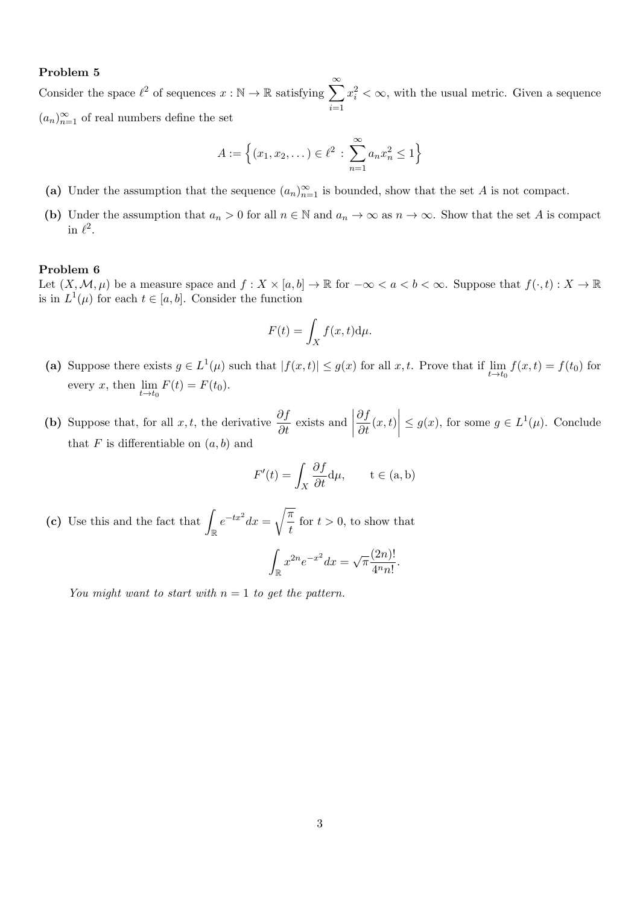**Problem 5**

Consider the space $\ell^2$ of sequences $x : \mathbb{N} \to \mathbb{R}$ satisfying $\sum_{i=1}^{\infty} x_i^2 < \infty$, with the usual metric. Given a sequence $(a_n)_{n=1}^{\infty}$ of real numbers define the set

$$A := \Big\{(x_1, x_2, \dots) \in \ell^2 : \sum_{n=1}^{\infty} a_n x_n^2 \le 1\Big\}$$

**(a)** Under the assumption that the sequence $(a_n)_{n=1}^{\infty}$ is bounded, show that the set $A$ is not compact.

**(b)** Under the assumption that $a_n > 0$ for all $n \in \mathbb{N}$ and $a_n \to \infty$ as $n \to \infty$. Show that the set $A$ is compact in $\ell^2$.

**Problem 6**

Let $(X, \mathcal{M}, \mu)$ be a measure space and $f : X \times [a, b] \to \mathbb{R}$ for $-\infty < a < b < \infty$. Suppose that $f(\cdot, t) : X \to \mathbb{R}$ is in $L^1(\mu)$ for each $t \in [a, b]$. Consider the function

$$F(t) = \int_X f(x, t) \mathrm{d}\mu.$$

**(a)** Suppose there exists $g \in L^1(\mu)$ such that $|f(x, t)| \le g(x)$ for all $x, t$. Prove that if $\lim_{t \to t_0} f(x, t) = f(t_0)$ for every $x$, then $\lim_{t \to t_0} F(t) = F(t_0)$.

**(b)** Suppose that, for all $x, t$, the derivative $\frac{\partial f}{\partial t}$ exists and $\left|\frac{\partial f}{\partial t}(x, t)\right| \le g(x)$, for some $g \in L^1(\mu)$. Conclude that $F$ is differentiable on $(a, b)$ and

$$F'(t) = \int_X \frac{\partial f}{\partial t} \mathrm{d}\mu, \qquad \mathrm{t \in (a, b)}$$

**(c)** Use this and the fact that $\int_{\mathbb{R}} e^{-tx^2} dx = \sqrt{\frac{\pi}{t}}$ for $t > 0$, to show that

$$\int_{\mathbb{R}} x^{2n} e^{-x^2} dx = \sqrt{\pi} \frac{(2n)!}{4^n n!}.$$

*You might want to start with $n = 1$ to get the pattern.*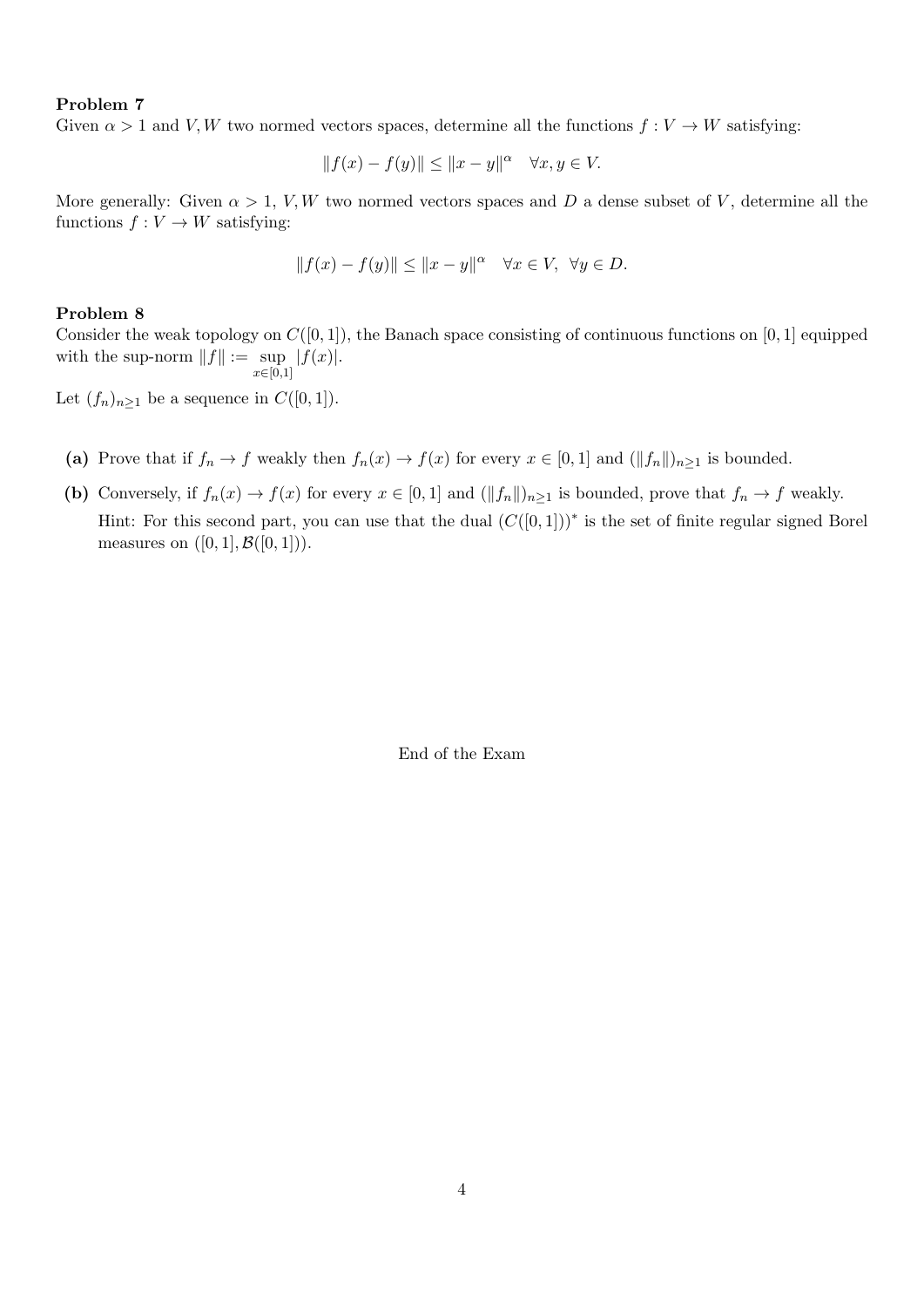**Problem 7**

Given $\alpha > 1$ and $V, W$ two normed vectors spaces, determine all the functions $f : V \to W$ satisfying:

$$\|f(x) - f(y)\| \leq \|x - y\|^\alpha \quad \forall x, y \in V.$$

More generally: Given $\alpha > 1$, $V, W$ two normed vectors spaces and $D$ a dense subset of $V$, determine all the functions $f : V \to W$ satisfying:

$$\|f(x) - f(y)\| \leq \|x - y\|^\alpha \quad \forall x \in V, \ \forall y \in D.$$

**Problem 8**

Consider the weak topology on $C([0, 1])$, the Banach space consisting of continuous functions on $[0, 1]$ equipped with the sup-norm $\|f\| := \sup_{x \in [0,1]} |f(x)|$.

Let $(f_n)_{n \geq 1}$ be a sequence in $C([0, 1])$.

**(a)** Prove that if $f_n \to f$ weakly then $f_n(x) \to f(x)$ for every $x \in [0, 1]$ and $(\|f_n\|)_{n \geq 1}$ is bounded.

**(b)** Conversely, if $f_n(x) \to f(x)$ for every $x \in [0, 1]$ and $(\|f_n\|)_{n \geq 1}$ is bounded, prove that $f_n \to f$ weakly.

Hint: For this second part, you can use that the dual $(C([0, 1]))^*$ is the set of finite regular signed Borel measures on $([0, 1], \mathcal{B}([0, 1]))$.

End of the Exam